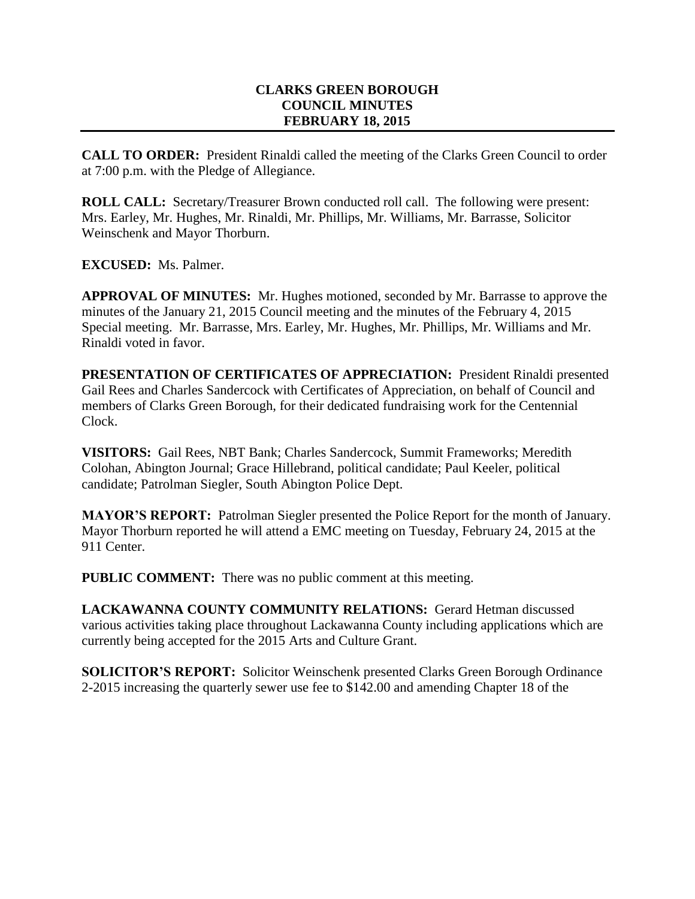# CLARKS GREEN BOROUGH
# COUNCIL MINUTES
# FEBRUARY 18, 2015

---

**CALL TO ORDER:** President Rinaldi called the meeting of the Clarks Green Council to order at 7:00 p.m. with the Pledge of Allegiance.

**ROLL CALL:** Secretary/Treasurer Brown conducted roll call. The following were present: Mrs. Earley, Mr. Hughes, Mr. Rinaldi, Mr. Phillips, Mr. Williams, Mr. Barrasse, Solicitor Weinschenk and Mayor Thorburn.

**EXCUSED:** Ms. Palmer.

**APPROVAL OF MINUTES:** Mr. Hughes motioned, seconded by Mr. Barrasse to approve the minutes of the January 21, 2015 Council meeting and the minutes of the February 4, 2015 Special meeting. Mr. Barrasse, Mrs. Earley, Mr. Hughes, Mr. Phillips, Mr. Williams and Mr. Rinaldi voted in favor.

**PRESENTATION OF CERTIFICATES OF APPRECIATION:** President Rinaldi presented Gail Rees and Charles Sandercock with Certificates of Appreciation, on behalf of Council and members of Clarks Green Borough, for their dedicated fundraising work for the Centennial Clock.

**VISITORS:** Gail Rees, NBT Bank; Charles Sandercock, Summit Frameworks; Meredith Colohan, Abington Journal; Grace Hillebrand, political candidate; Paul Keeler, political candidate; Patrolman Siegler, South Abington Police Dept.

**MAYOR'S REPORT:** Patrolman Siegler presented the Police Report for the month of January. Mayor Thorburn reported he will attend a EMC meeting on Tuesday, February 24, 2015 at the 911 Center.

**PUBLIC COMMENT:** There was no public comment at this meeting.

**LACKAWANNA COUNTY COMMUNITY RELATIONS:** Gerard Hetman discussed various activities taking place throughout Lackawanna County including applications which are currently being accepted for the 2015 Arts and Culture Grant.

**SOLICITOR'S REPORT:** Solicitor Weinschenk presented Clarks Green Borough Ordinance 2-2015 increasing the quarterly sewer use fee to $142.00 and amending Chapter 18 of the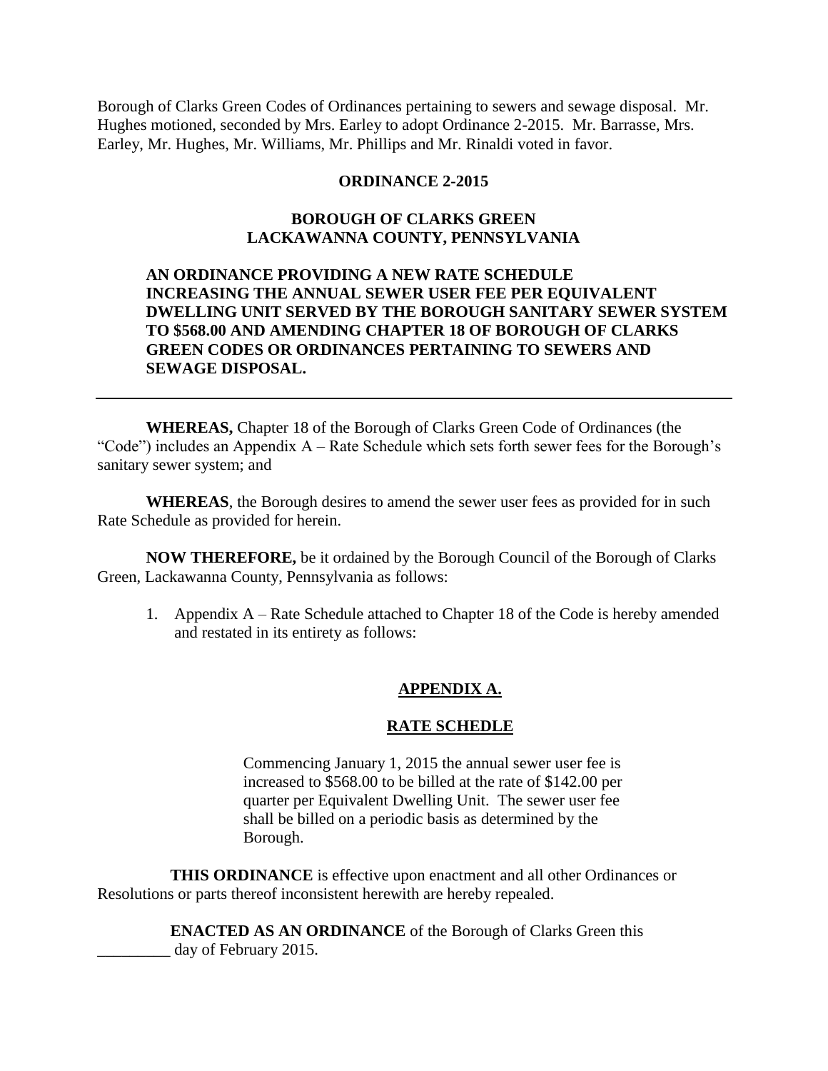Borough of Clarks Green Codes of Ordinances pertaining to sewers and sewage disposal. Mr. Hughes motioned, seconded by Mrs. Earley to adopt Ordinance 2-2015. Mr. Barrasse, Mrs. Earley, Mr. Hughes, Mr. Williams, Mr. Phillips and Mr. Rinaldi voted in favor.

**ORDINANCE 2-2015**

**BOROUGH OF CLARKS GREEN**
**LACKAWANNA COUNTY, PENNSYLVANIA**

**AN ORDINANCE PROVIDING A NEW RATE SCHEDULE INCREASING THE ANNUAL SEWER USER FEE PER EQUIVALENT DWELLING UNIT SERVED BY THE BOROUGH SANITARY SEWER SYSTEM TO $568.00 AND AMENDING CHAPTER 18 OF BOROUGH OF CLARKS GREEN CODES OR ORDINANCES PERTAINING TO SEWERS AND SEWAGE DISPOSAL.**

---

**WHEREAS,** Chapter 18 of the Borough of Clarks Green Code of Ordinances (the "Code") includes an Appendix A – Rate Schedule which sets forth sewer fees for the Borough's sanitary sewer system; and

**WHEREAS**, the Borough desires to amend the sewer user fees as provided for in such Rate Schedule as provided for herein.

**NOW THEREFORE,** be it ordained by the Borough Council of the Borough of Clarks Green, Lackawanna County, Pennsylvania as follows:

1. Appendix A – Rate Schedule attached to Chapter 18 of the Code is hereby amended and restated in its entirety as follows:

**APPENDIX A.**

**RATE SCHEDLE**

Commencing January 1, 2015 the annual sewer user fee is increased to $568.00 to be billed at the rate of $142.00 per quarter per Equivalent Dwelling Unit. The sewer user fee shall be billed on a periodic basis as determined by the Borough.

**THIS ORDINANCE** is effective upon enactment and all other Ordinances or Resolutions or parts thereof inconsistent herewith are hereby repealed.

**ENACTED AS AN ORDINANCE** of the Borough of Clarks Green this _________ day of February 2015.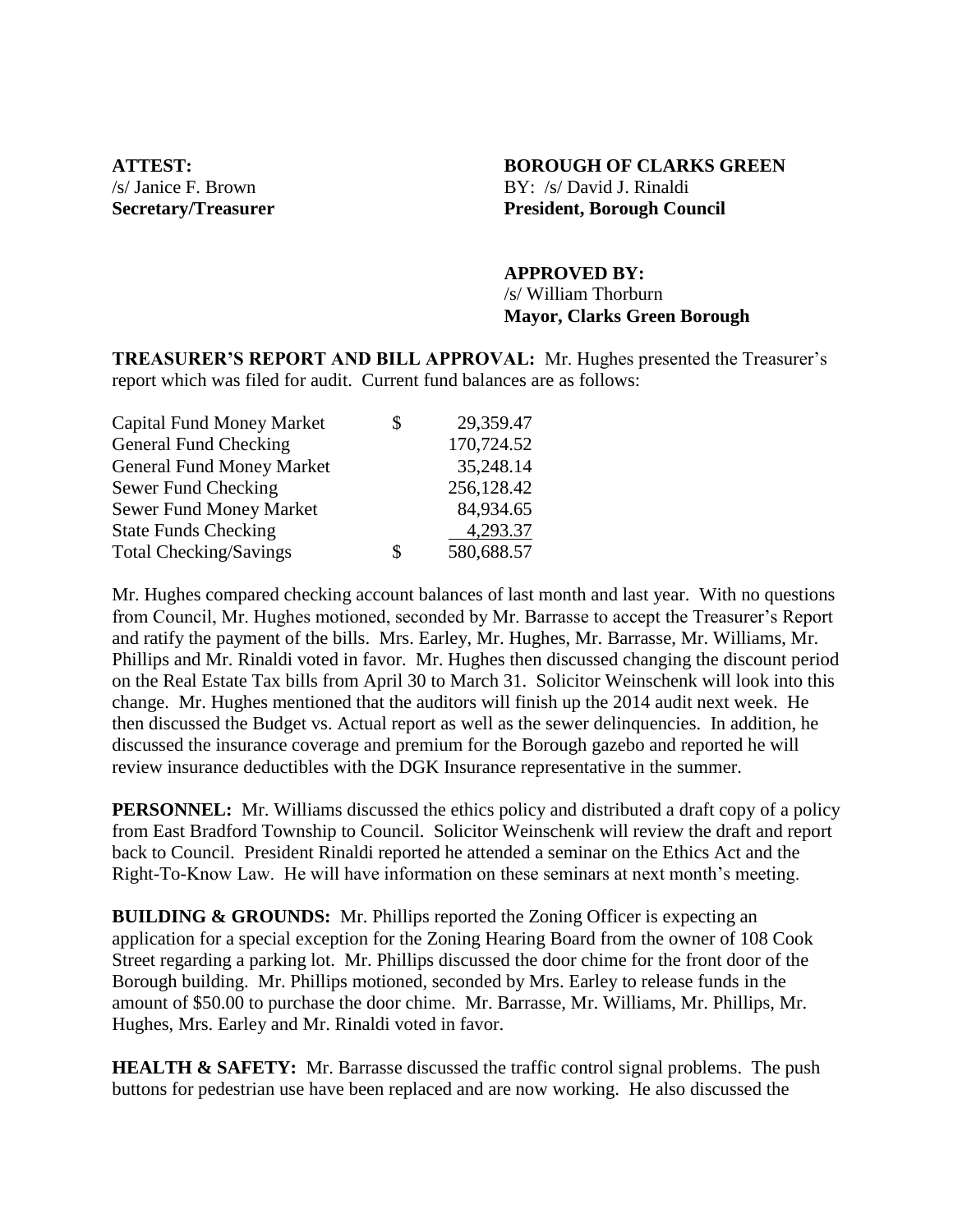**ATTEST:**
/s/ Janice F. Brown
**Secretary/Treasurer**

**BOROUGH OF CLARKS GREEN**
BY: /s/ David J. Rinaldi
**President, Borough Council**

**APPROVED BY:**
/s/ William Thorburn
**Mayor, Clarks Green Borough**

**TREASURER'S REPORT AND BILL APPROVAL:** Mr. Hughes presented the Treasurer's report which was filed for audit. Current fund balances are as follows:

| | | |
|---|---|---|
| Capital Fund Money Market | $ | 29,359.47 |
| General Fund Checking | | 170,724.52 |
| General Fund Money Market | | 35,248.14 |
| Sewer Fund Checking | | 256,128.42 |
| Sewer Fund Money Market | | 84,934.65 |
| State Funds Checking | | 4,293.37 |
| Total Checking/Savings | $ | 580,688.57 |

Mr. Hughes compared checking account balances of last month and last year. With no questions from Council, Mr. Hughes motioned, seconded by Mr. Barrasse to accept the Treasurer's Report and ratify the payment of the bills. Mrs. Earley, Mr. Hughes, Mr. Barrasse, Mr. Williams, Mr. Phillips and Mr. Rinaldi voted in favor. Mr. Hughes then discussed changing the discount period on the Real Estate Tax bills from April 30 to March 31. Solicitor Weinschenk will look into this change. Mr. Hughes mentioned that the auditors will finish up the 2014 audit next week. He then discussed the Budget vs. Actual report as well as the sewer delinquencies. In addition, he discussed the insurance coverage and premium for the Borough gazebo and reported he will review insurance deductibles with the DGK Insurance representative in the summer.

**PERSONNEL:** Mr. Williams discussed the ethics policy and distributed a draft copy of a policy from East Bradford Township to Council. Solicitor Weinschenk will review the draft and report back to Council. President Rinaldi reported he attended a seminar on the Ethics Act and the Right-To-Know Law. He will have information on these seminars at next month's meeting.

**BUILDING & GROUNDS:** Mr. Phillips reported the Zoning Officer is expecting an application for a special exception for the Zoning Hearing Board from the owner of 108 Cook Street regarding a parking lot. Mr. Phillips discussed the door chime for the front door of the Borough building. Mr. Phillips motioned, seconded by Mrs. Earley to release funds in the amount of $50.00 to purchase the door chime. Mr. Barrasse, Mr. Williams, Mr. Phillips, Mr. Hughes, Mrs. Earley and Mr. Rinaldi voted in favor.

**HEALTH & SAFETY:** Mr. Barrasse discussed the traffic control signal problems. The push buttons for pedestrian use have been replaced and are now working. He also discussed the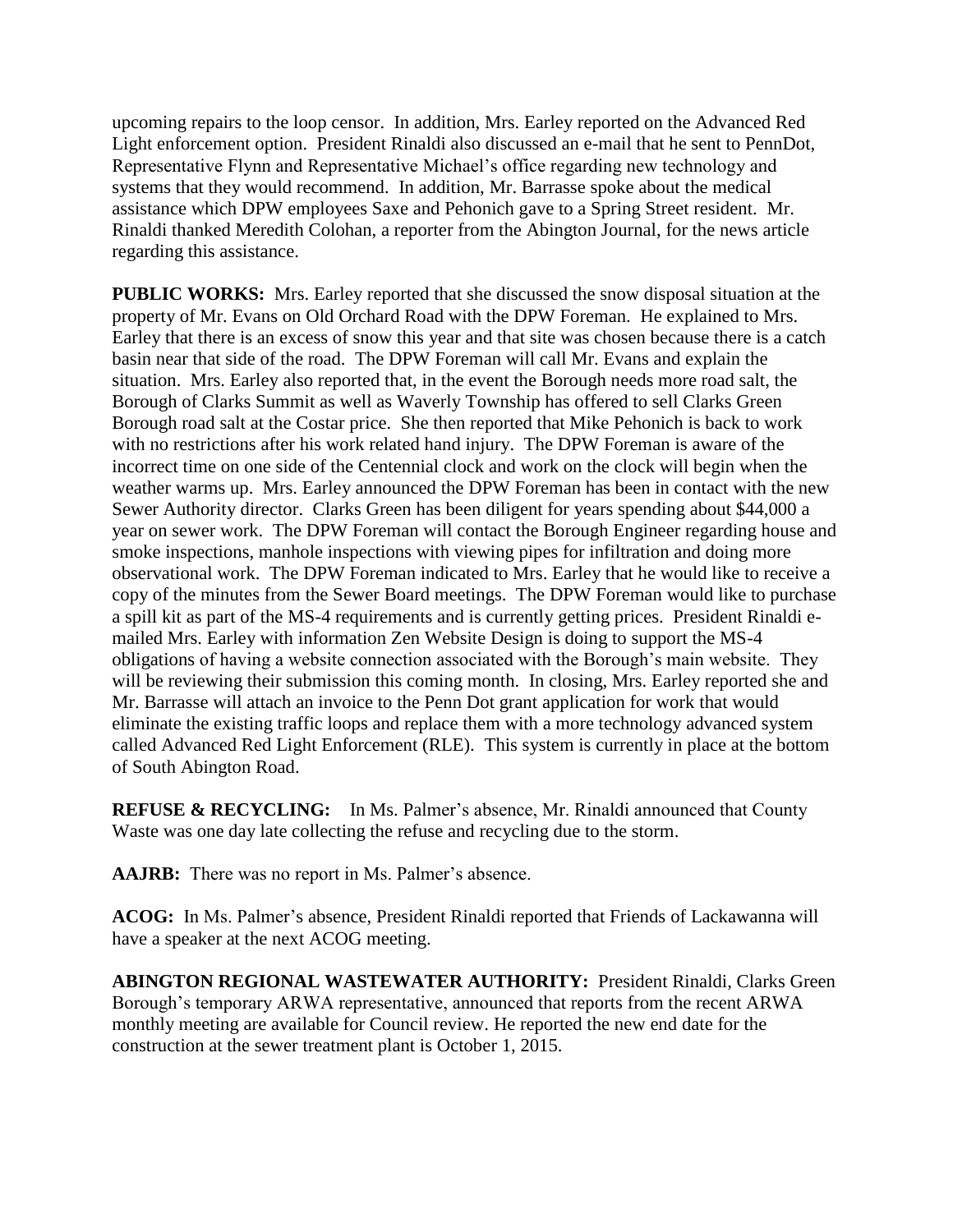upcoming repairs to the loop censor. In addition, Mrs. Earley reported on the Advanced Red Light enforcement option. President Rinaldi also discussed an e-mail that he sent to PennDot, Representative Flynn and Representative Michael's office regarding new technology and systems that they would recommend. In addition, Mr. Barrasse spoke about the medical assistance which DPW employees Saxe and Pehonich gave to a Spring Street resident. Mr. Rinaldi thanked Meredith Colohan, a reporter from the Abington Journal, for the news article regarding this assistance.

**PUBLIC WORKS:** Mrs. Earley reported that she discussed the snow disposal situation at the property of Mr. Evans on Old Orchard Road with the DPW Foreman. He explained to Mrs. Earley that there is an excess of snow this year and that site was chosen because there is a catch basin near that side of the road. The DPW Foreman will call Mr. Evans and explain the situation. Mrs. Earley also reported that, in the event the Borough needs more road salt, the Borough of Clarks Summit as well as Waverly Township has offered to sell Clarks Green Borough road salt at the Costar price. She then reported that Mike Pehonich is back to work with no restrictions after his work related hand injury. The DPW Foreman is aware of the incorrect time on one side of the Centennial clock and work on the clock will begin when the weather warms up. Mrs. Earley announced the DPW Foreman has been in contact with the new Sewer Authority director. Clarks Green has been diligent for years spending about $44,000 a year on sewer work. The DPW Foreman will contact the Borough Engineer regarding house and smoke inspections, manhole inspections with viewing pipes for infiltration and doing more observational work. The DPW Foreman indicated to Mrs. Earley that he would like to receive a copy of the minutes from the Sewer Board meetings. The DPW Foreman would like to purchase a spill kit as part of the MS-4 requirements and is currently getting prices. President Rinaldi e-mailed Mrs. Earley with information Zen Website Design is doing to support the MS-4 obligations of having a website connection associated with the Borough's main website. They will be reviewing their submission this coming month. In closing, Mrs. Earley reported she and Mr. Barrasse will attach an invoice to the Penn Dot grant application for work that would eliminate the existing traffic loops and replace them with a more technology advanced system called Advanced Red Light Enforcement (RLE). This system is currently in place at the bottom of South Abington Road.

**REFUSE & RECYCLING:** In Ms. Palmer's absence, Mr. Rinaldi announced that County Waste was one day late collecting the refuse and recycling due to the storm.

**AAJRB:** There was no report in Ms. Palmer's absence.

**ACOG:** In Ms. Palmer's absence, President Rinaldi reported that Friends of Lackawanna will have a speaker at the next ACOG meeting.

**ABINGTON REGIONAL WASTEWATER AUTHORITY:** President Rinaldi, Clarks Green Borough's temporary ARWA representative, announced that reports from the recent ARWA monthly meeting are available for Council review. He reported the new end date for the construction at the sewer treatment plant is October 1, 2015.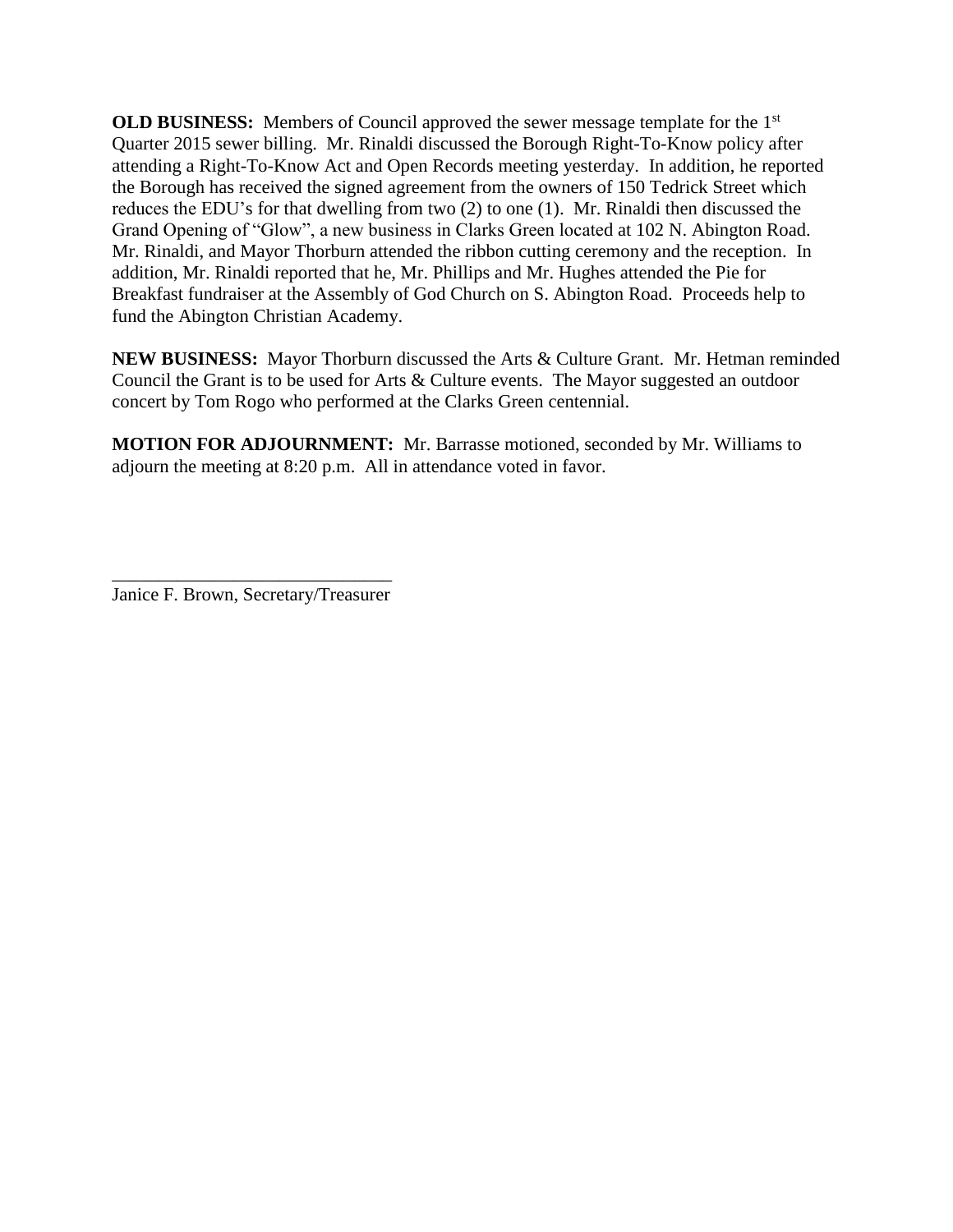**OLD BUSINESS:** Members of Council approved the sewer message template for the 1st Quarter 2015 sewer billing. Mr. Rinaldi discussed the Borough Right-To-Know policy after attending a Right-To-Know Act and Open Records meeting yesterday. In addition, he reported the Borough has received the signed agreement from the owners of 150 Tedrick Street which reduces the EDU's for that dwelling from two (2) to one (1). Mr. Rinaldi then discussed the Grand Opening of "Glow", a new business in Clarks Green located at 102 N. Abington Road. Mr. Rinaldi, and Mayor Thorburn attended the ribbon cutting ceremony and the reception. In addition, Mr. Rinaldi reported that he, Mr. Phillips and Mr. Hughes attended the Pie for Breakfast fundraiser at the Assembly of God Church on S. Abington Road. Proceeds help to fund the Abington Christian Academy.

**NEW BUSINESS:** Mayor Thorburn discussed the Arts & Culture Grant. Mr. Hetman reminded Council the Grant is to be used for Arts & Culture events. The Mayor suggested an outdoor concert by Tom Rogo who performed at the Clarks Green centennial.

**MOTION FOR ADJOURNMENT:** Mr. Barrasse motioned, seconded by Mr. Williams to adjourn the meeting at 8:20 p.m. All in attendance voted in favor.

______________________________
Janice F. Brown, Secretary/Treasurer